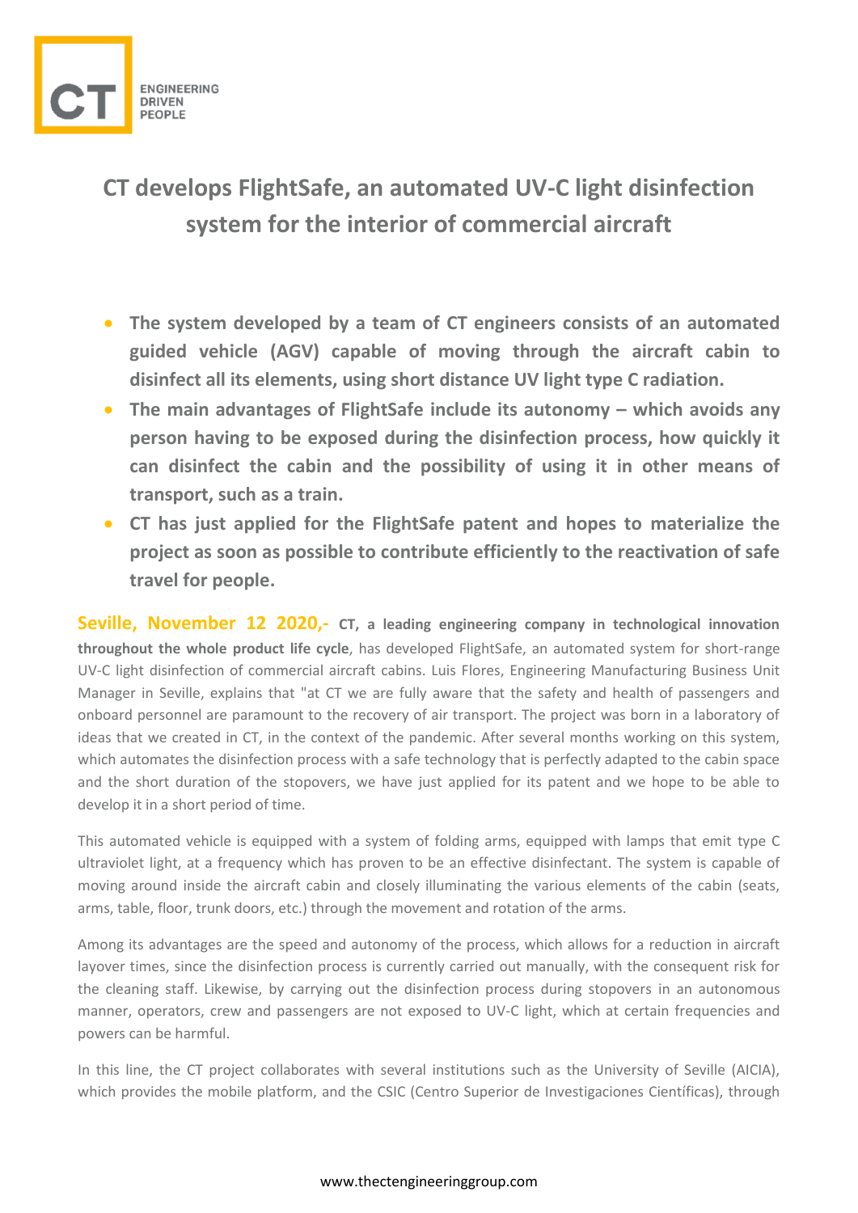# CT develops FlightSafe, an automated UV-C light disinfection system for the interior of commercial aircraft

- **The system developed by a team of CT engineers consists of an automated guided vehicle (AGV) capable of moving through the aircraft cabin to disinfect all its elements, using short distance UV light type C radiation.**
- **The main advantages of FlightSafe include its autonomy – which avoids any person having to be exposed during the disinfection process, how quickly it can disinfect the cabin and the possibility of using it in other means of transport, such as a train.**
- **CT has just applied for the FlightSafe patent and hopes to materialize the project as soon as possible to contribute efficiently to the reactivation of safe travel for people.**

**Seville, November 12 2020,- CT, a leading engineering company in technological innovation throughout the whole product life cycle**, has developed FlightSafe, an automated system for short-range UV-C light disinfection of commercial aircraft cabins. Luis Flores, Engineering Manufacturing Business Unit Manager in Seville, explains that "at CT we are fully aware that the safety and health of passengers and onboard personnel are paramount to the recovery of air transport. The project was born in a laboratory of ideas that we created in CT, in the context of the pandemic. After several months working on this system, which automates the disinfection process with a safe technology that is perfectly adapted to the cabin space and the short duration of the stopovers, we have just applied for its patent and we hope to be able to develop it in a short period of time.

This automated vehicle is equipped with a system of folding arms, equipped with lamps that emit type C ultraviolet light, at a frequency which has proven to be an effective disinfectant. The system is capable of moving around inside the aircraft cabin and closely illuminating the various elements of the cabin (seats, arms, table, floor, trunk doors, etc.) through the movement and rotation of the arms.

Among its advantages are the speed and autonomy of the process, which allows for a reduction in aircraft layover times, since the disinfection process is currently carried out manually, with the consequent risk for the cleaning staff. Likewise, by carrying out the disinfection process during stopovers in an autonomous manner, operators, crew and passengers are not exposed to UV-C light, which at certain frequencies and powers can be harmful.

In this line, the CT project collaborates with several institutions such as the University of Seville (AICIA), which provides the mobile platform, and the CSIC (Centro Superior de Investigaciones Científicas), through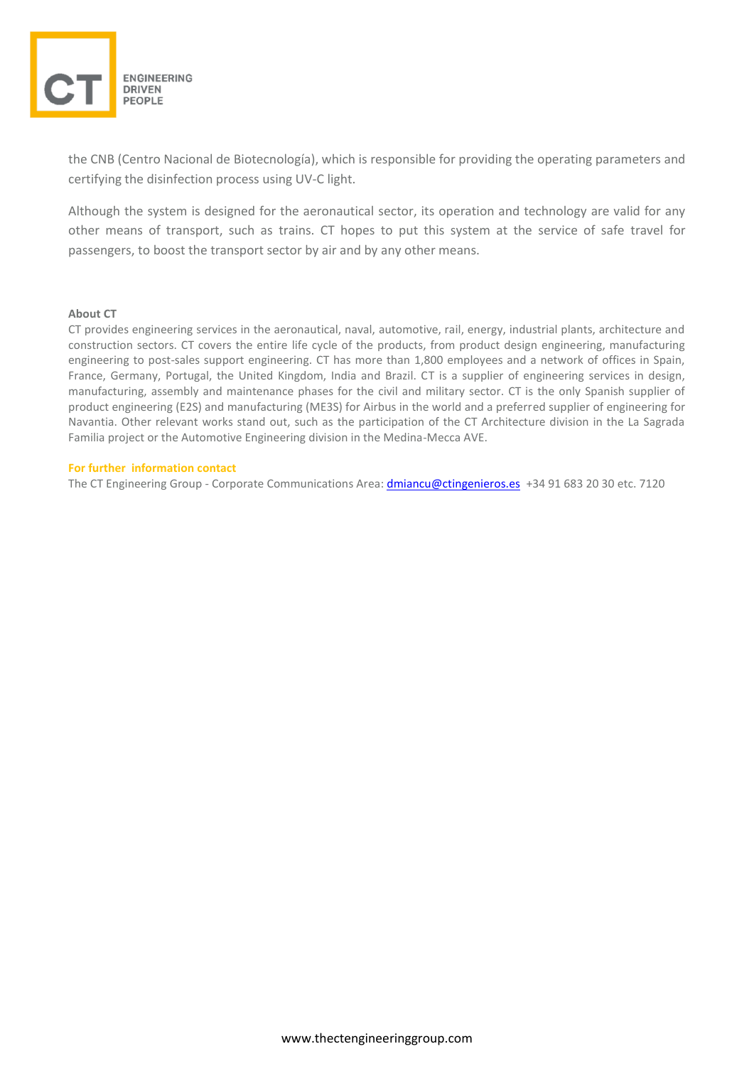the CNB (Centro Nacional de Biotecnología), which is responsible for providing the operating parameters and certifying the disinfection process using UV-C light.

Although the system is designed for the aeronautical sector, its operation and technology are valid for any other means of transport, such as trains. CT hopes to put this system at the service of safe travel for passengers, to boost the transport sector by air and by any other means.

**About CT**

CT provides engineering services in the aeronautical, naval, automotive, rail, energy, industrial plants, architecture and construction sectors. CT covers the entire life cycle of the products, from product design engineering, manufacturing engineering to post-sales support engineering. CT has more than 1,800 employees and a network of offices in Spain, France, Germany, Portugal, the United Kingdom, India and Brazil. CT is a supplier of engineering services in design, manufacturing, assembly and maintenance phases for the civil and military sector. CT is the only Spanish supplier of product engineering (E2S) and manufacturing (ME3S) for Airbus in the world and a preferred supplier of engineering for Navantia. Other relevant works stand out, such as the participation of the CT Architecture division in the La Sagrada Familia project or the Automotive Engineering division in the Medina-Mecca AVE.

**For further information contact**

The CT Engineering Group - Corporate Communications Area: dmiancu@ctingenieros.es +34 91 683 20 30 etc. 7120